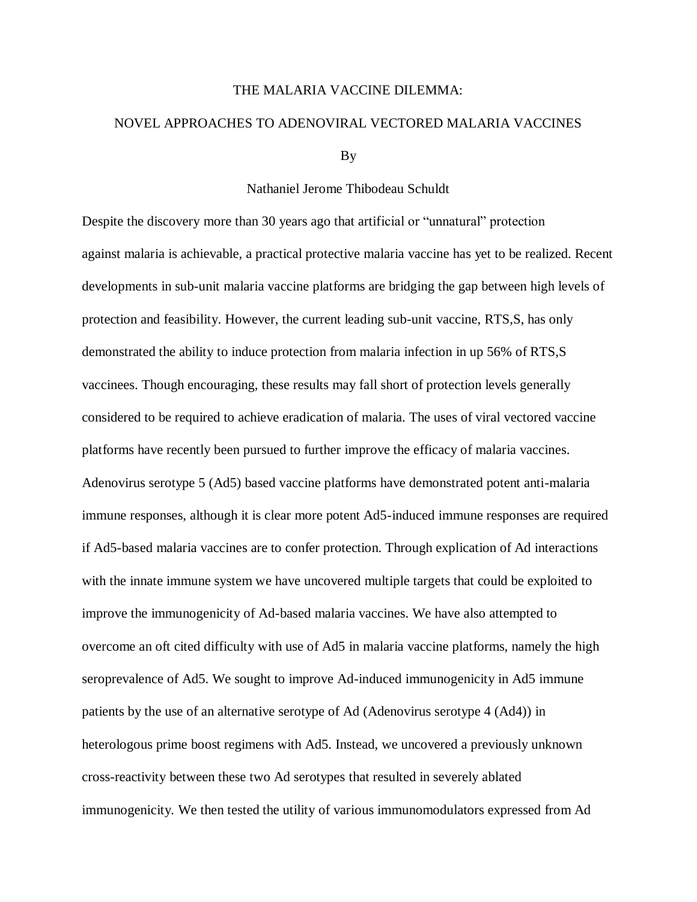# THE MALARIA VACCINE DILEMMA:

## NOVEL APPROACHES TO ADENOVIRAL VECTORED MALARIA VACCINES

By

Nathaniel Jerome Thibodeau Schuldt

Despite the discovery more than 30 years ago that artificial or "unnatural" protection against malaria is achievable, a practical protective malaria vaccine has yet to be realized. Recent developments in sub-unit malaria vaccine platforms are bridging the gap between high levels of protection and feasibility. However, the current leading sub-unit vaccine, RTS,S, has only demonstrated the ability to induce protection from malaria infection in up 56% of RTS,S vaccinees. Though encouraging, these results may fall short of protection levels generally considered to be required to achieve eradication of malaria. The uses of viral vectored vaccine platforms have recently been pursued to further improve the efficacy of malaria vaccines. Adenovirus serotype 5 (Ad5) based vaccine platforms have demonstrated potent anti-malaria immune responses, although it is clear more potent Ad5-induced immune responses are required if Ad5-based malaria vaccines are to confer protection. Through explication of Ad interactions with the innate immune system we have uncovered multiple targets that could be exploited to improve the immunogenicity of Ad-based malaria vaccines. We have also attempted to overcome an oft cited difficulty with use of Ad5 in malaria vaccine platforms, namely the high seroprevalence of Ad5. We sought to improve Ad-induced immunogenicity in Ad5 immune patients by the use of an alternative serotype of Ad (Adenovirus serotype 4 (Ad4)) in heterologous prime boost regimens with Ad5. Instead, we uncovered a previously unknown cross-reactivity between these two Ad serotypes that resulted in severely ablated immunogenicity. We then tested the utility of various immunomodulators expressed from Ad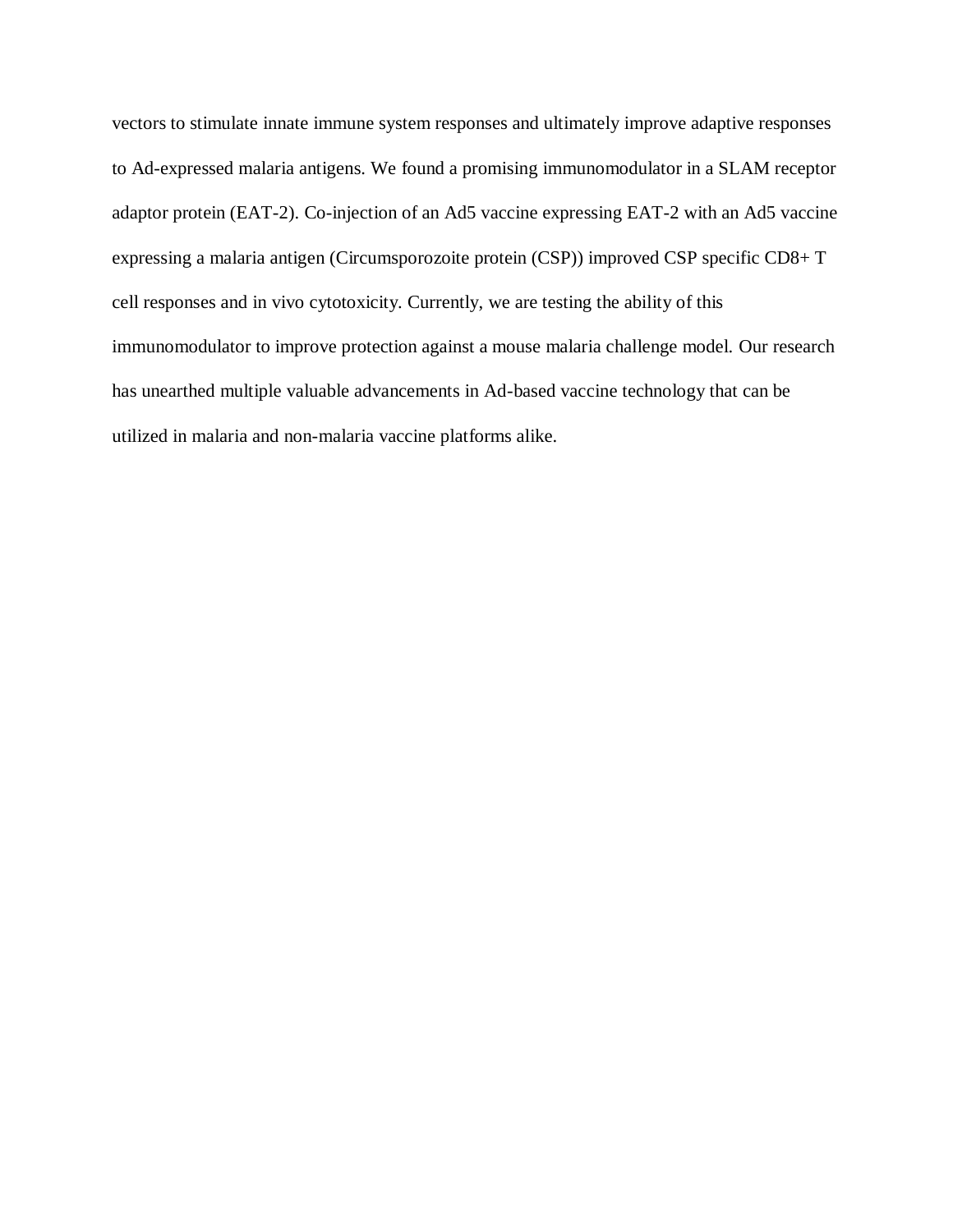vectors to stimulate innate immune system responses and ultimately improve adaptive responses to Ad-expressed malaria antigens. We found a promising immunomodulator in a SLAM receptor adaptor protein (EAT-2). Co-injection of an Ad5 vaccine expressing EAT-2 with an Ad5 vaccine expressing a malaria antigen (Circumsporozoite protein (CSP)) improved CSP specific CD8+ T cell responses and in vivo cytotoxicity. Currently, we are testing the ability of this immunomodulator to improve protection against a mouse malaria challenge model. Our research has unearthed multiple valuable advancements in Ad-based vaccine technology that can be utilized in malaria and non-malaria vaccine platforms alike.